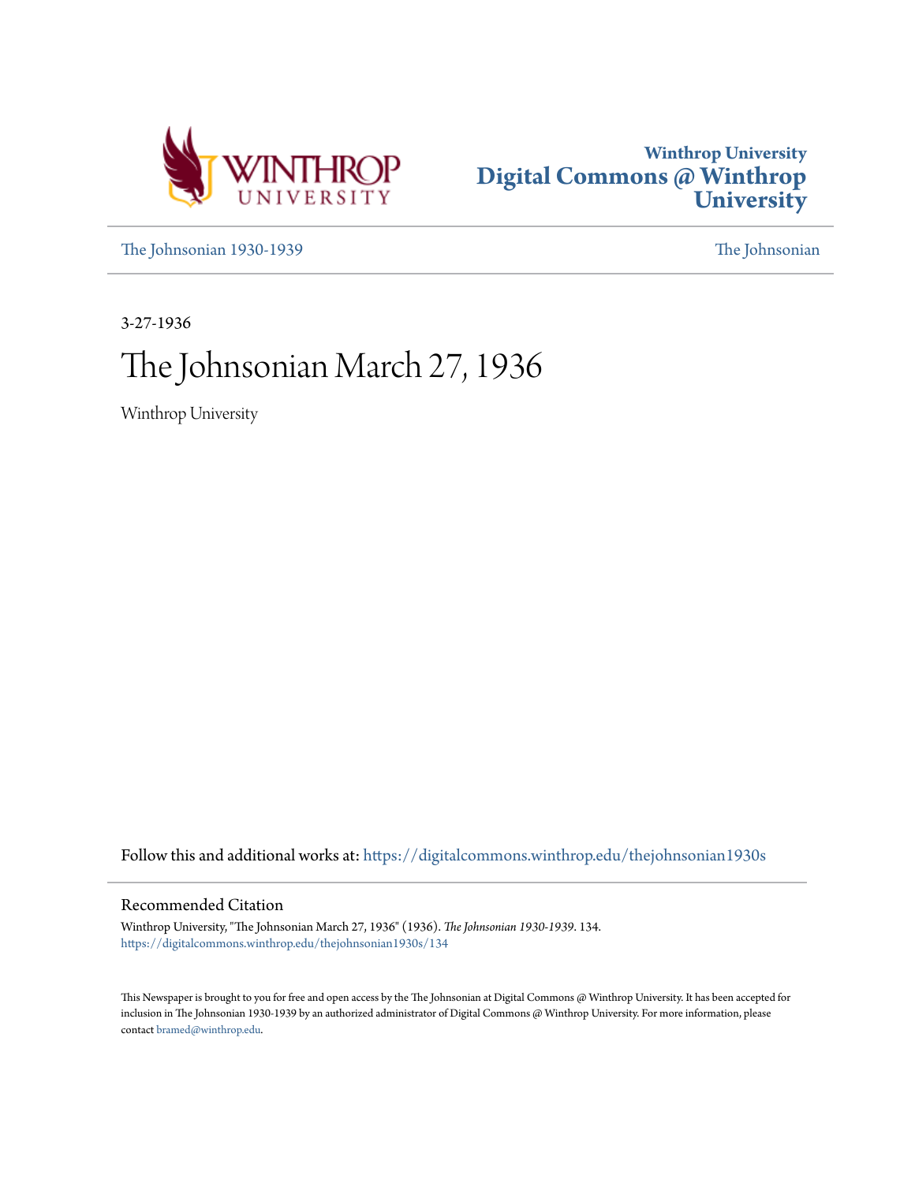Winthrop University
# Digital Commons @ Winthrop University

The Johnsonian 1930-1939 | The Johnsonian

3-27-1936

# The Johnsonian March 27, 1936

Winthrop University

Follow this and additional works at: https://digitalcommons.winthrop.edu/thejohnsonian1930s

## Recommended Citation

Winthrop University, "The Johnsonian March 27, 1936" (1936). *The Johnsonian 1930-1939*. 134.
https://digitalcommons.winthrop.edu/thejohnsonian1930s/134

This Newspaper is brought to you for free and open access by the The Johnsonian at Digital Commons @ Winthrop University. It has been accepted for inclusion in The Johnsonian 1930-1939 by an authorized administrator of Digital Commons @ Winthrop University. For more information, please contact bramed@winthrop.edu.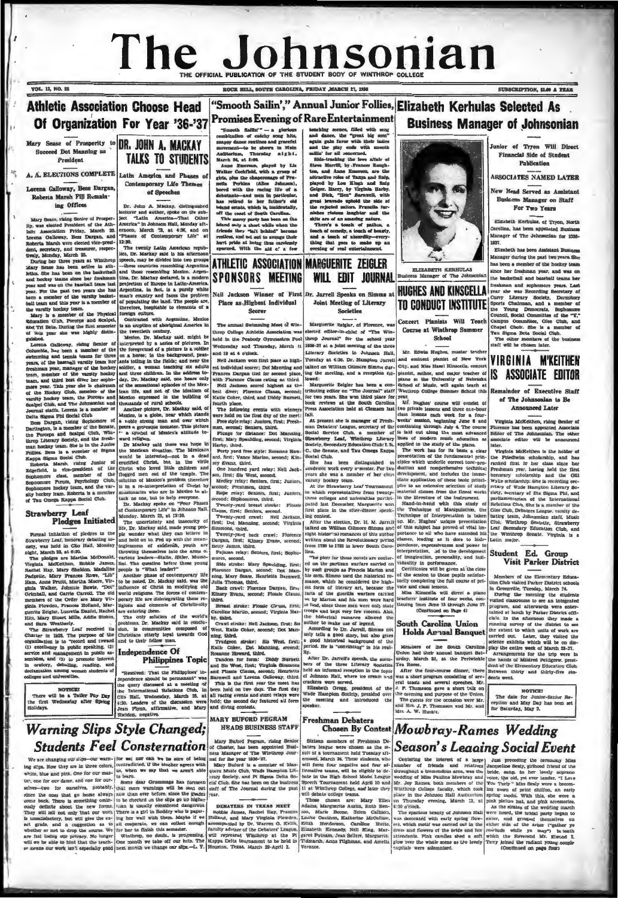# The Johnsonian

THE OFFICIAL PUBLICATION OF THE STUDENT BODY OF WINTHROP COLLEGE

VOL. 13, NO. 22 — ROCK HILL, SOUTH CAROLINA, FRIDAY, MARCH 27, 1936 — SUBSCRIPTION, $1.00 A YEAR

## Athletic Association Choose Head Of Organization For Year '36-'37

### Mary Sease of Prosperity to Succeed Dot Manning as President

### A. A. ELECTIONS COMPLETE

### Lorena Calloway, Bess Dargan, Roberta Marsh Fill Remaining Offices

Mary Sease, rising Senior of Prosperity, was elected President of the Athletic Association Friday, March 20. Lorena Calloway, Bess Dargan, and Roberta Marsh were elected vice-president, secretary, and treasurer, respectively, Monday, March 23.

During her three years at Winthrop Mary Sease has been active in athletics. She has been on the basketball and hockey teams since her freshman year and was on the baseball team last year. For the past two years she has been a member of the varsity basketball team and this year is a member of the varsity hockey team.

Mary is a member of the Physical Education Club, Forceps and Scalpel, and Tri Beta. During the first semester of this year she was highly distinguished.

Lorena Galloway, rising Senior of Columbia, has been a member of the swimming and tennis teams for three years, of the baseball varsity team her freshman year, manager of the hockey team, member of the three hockey team, and third best diver her sophomore year. This year she is chairman of the Hockey Club, member of the varsity hockey team, the Forceps and Scalpel Club, and The Johnsonian and Journal staffs. Lorena is a member of Delta Sigma Phi Social Club.

Bess Dargan, rising Sophomore of Darlington, is a member of the Senate, the Forceps and Scalpel Club, Winthrop Literary Society, and the freshman hockey team. She is in the Junior Follies. Bess is a member of Sigma Kappa Sigma Social Club.

Roberta Marsh, rising Junior of Edgefield, is vice-president of the Sophomore class, member of the Sophomore Forum, Psychology Club, Sophomore hockey team, and the varsity hockey team. Roberta is a member of Tau Omega Kappa Social Club.

## Strawberry Leaf Pledges Initiated

Formal initiation of pledges to the Strawberry Leaf, honorary debating society, was held in Clio Hall, Monday night, March 23, at 6:30.

The pledges are Martha McDonald, Virginia McKeithen, Bobbie James, Rachel Hay, Mary Sheldon, Madeline Padgette, Mary Frances Rowe, "Lib" Ham, Anne Pruitt, Martha Moore, Virginia Walker, Johnnie Beatle, "Dot" Grimball, and Carrie Carroll. The old members of the Order are Mary Virginia Plowden, Frances Holland, Marguerite Zeigler, Lucretia Daniel, Rachel Hitt, Mary Stuart Mills, Addie Stokes, and Sara Weatherly.

The Strawberry Leaf received its Charter in 1923. The purpose of the organization is to "record and reward (1) excellency in public speaking, (2) service and management in public assemblies, and (3) to promote interest in oratory, debating, reading, and declamation among women students of colleges and universities."

**NOTICE!**

There will be a Tatler Pay Day the first Wednesday after Spring Holidays.

## DR. JOHN A. MACKAY TALKS TO STUDENTS

### Latin America and Phases of Contemporary Life Themes of Speeches

Dr. John A. Mackay, distinguished lecturer and author, spoke on the subject "Latin America—That Other America" in Johnson Hall, Monday afternoon, March 23, at 4:30, and on "Phases of Contemporary Life" at 12:30.

The twenty Latin American republics, Dr. Mackay said in his afternoon speech, may be divided into two groups —those countries resembling Argentina and those resembling Mexico. Argentina, Dr. Mackay declared, is a modern projection of Europe in Latin-America. Argentina, in fact, is a purely white man's country and faces the problem of populating the land. The people are, therefore, hospitable to elements of a foreign culture.

Contrasted with Argentina, Mexico is an eruption of aboriginal America in the twentieth century.

Mexico, Dr. Mackay said, might be interpreted by a series of pictures. In the foreground of a picture is a soldier on a horse; in the background, peasants toiling in the fields; and near the soldier, a woman teaching six adults and three children. In the address today, Dr. Mackay said, one hears only of the sensational episodes of the Mexican life, and not of the idealism of Mexico expressed in the building of thousands of rural schools.

Another picture, Dr. Mackay said of Mexico, is a globe, near which stands a noble strong man and over which peers a grotesque monster. This picture is a symbol of Mexico's attitude toward religion.

Dr. Mackay said there was hope in the Mexican situation. The Mexicans would be interested—not in a dead crucified Christ, but in the virile Christ who loved little children and flogged men out of the temple. The solution of Mexico's problem therefore is in a re-interpretation of Christ by missionaries who are in Mexico to attack no one, but to help everyone.

Dr. Mackay spoke on "Four Phases of Contemporary Life" in Johnson Hall, Monday, March 23, at 12:30.

The uncertainty and insecurity of life, Dr. Mackay said, made young people wonder what they can believe in and hold on to. Fed up with the meaninglessness of existence, youth are throwing themselves into the arms of various leaders—Stalin, Hitler, Mussolini. The question before these young people is "What leader?"

Another phase of contemporary life to be noted, Dr. Mackay said, was the influence of Christ in modifying old world religions. The forces of contemporary life are disintegrating these religions and elements of Christianity are entering them.

The only solution of the world's problems, Dr. Mackay said in conclusion, is communities composed of Christians utterly loyal towards God and to their fellow man.

## Independence Of Philippines Topic

"Resolved: That the Philippines' independence should be permanent" was the query discussed at a meeting of the International Relations Club, in Clio Hall, Wednesday, March 25, at 4:30. Leaders of the discussion were Jean Flynn, affirmative, and Mary Sheldon, negative.

## "Smooth Sailin'," Annual Junior Follies, Promises Evening of Rare Entertainment

"Smooth Sailin'" — a glorious combination of catchy song hits, snappy dance routines and graceful movement—to be shown in Main Auditorium, Thursday night, March 26, at 8:00.

Anne Emerson, played by Liz Walker Cockfield, with a group of girls, plus the chaperonage of Propella Perkins (Alice Johnson), bored with the racing life of a debutante—and men in particular, has retired to her father's old island estate, which is, incidentally, off the coast of South Carolina.

This merry party has been on the island only a short while when the friends they "left behind" become restless, and set out to avenge their hurt pride at being thus carelessly spurned. With the aid of a few touching scenes, filled with song and dance, the "great big men" again gain favor with their ladies and the play ends with smooth sailin' for all concerned.

Side-tracking the love affair of Steve Merrill, by Frances Roughton, and Anne Emerson, are the attractive roles of Tanya and Snip, played by Lou Singh and Sally Geiger. Harry, by Virginia Barby, and Dick, "Ben" Barnwell, with great bravado uphold the side of the rejected suitors. Prunella furnishes riotous laughter and the skits are of an amazing nature.

There's a touch of pathos, a touch of comedy, a touch of beauty, and a touch of absurdity—everything that goes to make up an evening of real entertainment.

## ATHLETIC ASSOCIATION SPONSORS MEETING

### Nell Jackson Winner of First Place as Highest Individual Scorer

The annual Swimming Meet of Winthrop College Athletic Association was held in the Peabody Gymnasium Pool Wednesday and Thursday, March 18 and 19 at 4 o'clock.

Nell Jackson won first place as highest individual scorer; Dot Manning and Frances Dargan tied for second place, with Florence Clauss ranking as third.

Nell Jackson scored highest as the best diver; Florence Clauss, second; Katie Coker, third, and Diddy Burnett, fourth place.

The following events with winners were held on the first day of the meet:

Free style relay: Juniors, first; Freshmen, second; Seniors, third.

Plunge for distance: Dot Manning, first; Mary Spaulding, second; Virginia Harby, third.

Forty yard free style: Rosanne Howard, first; Vance Marion, second; Kinsey Evans, third.

One hundred yard relay: Nell Jackson, first; Sis West, second.

Medley relay: Seniors, first; Juniors, second; Freshmen, third.

Rope relay: Seniors, first; Juniors, second; Sophomores, third.

Twenty-yard breast stroke: Flossie Clause, first; Seniors, second.

Twenty-yard crawl: Nell Jackson, first; Dot Manning, second; Virginia Simmons, third.

Twenty-yard back crawl: Florence Dargan, first; Kinsey Evans, second; Betty James, third.

Fajama relay: Seniors, first; Sophomores, second.

Side stroke: Mary Spaulding, first; Florence Dargan, second; Dot Manning, Mary Sease, Henrietta Barnwell, Julia Thomas, third.

Back crawl: Florence Dargan, first; Kinsey Evans, second; Flossie Clauss, third.

Breast stroke: Flossie Clauss, first; Caroline Martin, second; Virginia Harby, third.

Crawl stroke: Nell Jackson, first; Sis West, Katie Coker, second; Dot Manning, third.

Trudgeon stroke: Sis West, first; Katie Coker, Dot Manning, second; Rosanne Howard, third.

Tandem for form: Diddy Burnett and Sis West, first; Virginia Simmons and Flossie Clauss, second; Henrietta Barnwell and Lorena Galloway, third.

This is the first year the meet has been held on two days. The first day all racing events and stunt relays were held; the second day featured all form and diving contests.

## MARGUERITE ZEIGLER WILL EDIT JOURNAL

### Dr. Jarrell Speaks on Simms at Joint Meeting of Literary Societies

Marguerite Zeigler, of Florence, was elected editor-in-chief of "The Winthrop Journal" for the school year 1936-37 at a joint meeting of the three Literary Societies in Johnson Hall, Tuesday at 4:30. Dr. Hampton Jarrell talked on William Gilmore Simms during the meeting, and a reception followed.

Marguerite Zeigler has been a contributing editor on "The Journal" staff for two years. She won third place for book reviews at the South Carolina Press Association held at Clemson last fall.

At present she is manager of Freshman Debaters' League, secretary of the Social Service Club, a member of Strawberry Leaf, Winthrop Literary Society, Secondary Education Club, I. R. C., the Senate, and Tau Omega Kappa Social Club.

She has been distinguished in academic work every semester. For two years she was a member of her class varsity hockey team.

At the Strawberry Leaf Tournament in which representatives from twenty-three colleges and universities participated last December, Marguerite won first place in the after-dinner speaking contest.

After the election, Dr. H. M. Jarrell talked on William Gilmore Simms and eight historical romances of this author written about the Revolutionary period from 1780 to 1782 in lower South Carolina.

"The plots for these novels are centered on the partisan warfare carried on by such groups as Francis Marion and his men. Simms used the historical romance, which he considered the highest form of literary art, because the facts of the guerilla warfare carried on by Marion and his men were hard to find, since these men were only state troops and kept very few records. Also, the historical romance allowed the author to make use of legend.

According to Dr. Jarrell, Simms not only tells a good story, but also gives a good historical background of the period. He is "convincing" in his realism.

After Dr. Jarrell's speech, the members of the three Literary Societies had an informal reception in the foyer of Johnson Hall, where ice cream and crackers were served.

Elizabeth Gregg, president of the Wade Hampton Society, presided over the meeting and introduced the speaker.

## Elizabeth Kerhulas Selected As Business Manager of Johnsonian

### Junior of Tryon Will Direct Financial Side of Student Publication

### ASSOCIATES NAMED LATER

### New Head Served as Assistant Business Manager on Staff For Two Years

ELIZABETH KERHULAS
Business Manager of The Johnsonian

Elizabeth Kerhulas, of Tryon, North Carolina, has been appointed Business Manager of The Johnsonian for 1936-1937.

Elizabeth has been Assistant Business Manager during the past two years. She has been a member of the hockey team since her freshman year, and was on the basketball and baseball teams her freshman and sophomore years. Last year she was Recording Secretary of Curry Literary Society, Dormitory Sports Chairman, and a member of the Young Democrats, Sophomore Council, Social Committee of the "Y," Campus Committee, Glee Club, and Chapel Choir. She is a member of Tau Sigma Beta Social Club.

The other members of the business staff will be chosen later.

## HUGHES AND KINSCELLA TO CONDUCT INSTITUTE

### Concert Pianists Will Teach Course at Winthrop Summer School

Mr. Edwin Hughes, master teacher and eminent pianist of New York City, and Miss Hazel Kinscella, concert pianist, author, and major teacher of piano at the University of Nebraska School of Music, will again teach at Winthrop College Summer School this year.

Mr. Hughes' course will consist of two private lessons and three one-hour class lessons each week for a four-weeks' session, beginning June 8 and continuing through July 4. The course is laid out along the more advanced lines of modern music education as applied to the study of the piano.

The work has for its basis a clear presentation of the fundamental principles which underlie correct tone-production and comprehensive technical development, and includes the immediate application of these basic principles to an extensive selection of study material chosen from the finest works in the literature of the instrument.

Hand-in-hand with this study of the Technique of Manipulation, the Technique of Interpretation is taken up. Mr. Hughes' unique presentation of this subject has proved of vital importance to all who have attended his classes, leading as it does to independence, expressiveness and power in interpretation, and to the development of imagination, personality, and individuality in performance.

Certificates will be given at the close of the session to those pupils satisfactorily completing the full course of private and class lessons.

Miss Kinscella will direct a piano teachers' institute of four weeks, continuing from June 15 through June 27.

(Continued on Page 4)

## South Carolina Union Holds Annual Banquet

Members of the South Carolina Union had their annual banquet Saturday, March 21, at the Periwinkle Tea Room.

After the four-course dinner, there was a short program consisting of several toasts and several speeches. Mr. J. P. Thomson gave a short talk on the meaning and purpose of the Union.

The guests for the occasion were Mr. and Mrs. J. P. Thomson and Mr. and Mrs. A. W. Huckle.

## VIRGINIA M'KEITHEN IS ASSOCIATE EDITOR

### Remainder of Executive Staff of The Johnsonian to Be Announced Later

Virginia McKeithen, rising Senior of Florence has been appointed Associate Editor of The Johnsonian. The other associate editor will be announced later.

Virginia McKeithen is the holder of the Friedheim scholarship, and has ranked first in her class since her Freshman year, having held the first honorary scholarship and the Gill Wylie scholarship. She is recording secretary of Wade Hampton Literary Society, Secretary of Eta Sigma Phi, and parliamentarian of the International Relations Club. She is a member of the Glee Club, Debaters League, varsity debating team, Johnsonian staff, Music Club, Winthrop Sextette, Strawberry Leaf Secondary Education Club, and the Winthrop Senate. Virginia is a Latin major.

## Student Ed. Group Visit Parker District

Members of the Elementary Education Club visited Parker District schools in Greenville, Tuesday, March 24.

During the morning the students visited classrooms to see an integrated program, and afterwards were entertained at lunch by Parker District officials. In the afternoon they made a running survey of the district to see the extent to which units of work are carried out. Later, they visited the science exhibits which will be on display the entire week of March 23-27.

Arrangements for the trip were in the hands of Mildred Pettigrew, president of the Elementary Education Club. Between thirty and thirty-five students went.

**NOTICE!**

The date for Junior-Senior Reception and May Day has been set for Saturday, May 2.

## Warning Slips Style Changed; Students Feel Consternation

We are changing our slips—our warning slips. Now they are in three colors, white, blue and pink. One for our master, one for our dame, and one for ourselves—two for ourselves, probably, since the ones that go home always come back. There is something ominously definite about the new forms. They will not only tell that our work is unsatisfactory, but will give the exact grade, and a suggestion as to whether or not to drop the course. We are fast losing our privacy. No longer will we be able to hint that the teacher means our work isn't especially good for us; nor can we be sure of being contradicted, if the teacher agrees with us, when we say that we aren't able to learn.

Some dear Grammage has foreseen that more warnings will be sent out now than ever before, since the grades are to be checked on the slips go up higher than is usually considered dangerous. There is a girl in Roddey who is papering her wall with them. Maybe if we all cooperate, we can collect enough for her to finish this semester.

Winthrop, no doubt, is progressing. One month we take off our hats. The next month we change our slips.—L. T.

## MARY BUFORD PEGRAM HEADS BUSINESS STAFF

Mary Buford Pegram, rising Senior of Chester, has been appointed Business Manager of The Winthrop Journal for the year 1936-'37.

Mary Buford is a member of Masquers Music Club, Wade Hampton Literary Society, and Pi Sigma Delta Social Club. She has been on the business staff of The Journal during the past year.

**DEBATERS IN TEXAS MEET**

Robbie James, Rachel Hay, Frances Holland, and Mary Virginia Plowden, accompanied by Dr. Warren G. Keith, faculty adviser of the Debaters' League, will represent Winthrop at the Pi Kappa Delta tournament to be held in Houston, Texas, March 29-April 2.

## Freshman Debaters Chosen By Contest

Sixteen members of Freshman Debaters League were chosen as the result of a tournament held Tuesday afternoon, March 24. These students, who will form four negative and four affirmative teams, will be eligible to debate in the High School Model League Speech Tournament held April 10 and 11 at Winthrop College, and later they will debate college teams.

Those chosen are: Mary Ellen Adams, Marguerite Austin, Ruth Benson, Marie Boone, Helen Calhoun, Louise Cauthen, Katherine McCollum, Edith Henderson, Caroline Hutto, Elizabeth Kennedy, Nell King, Margaret Putnam, Pink Sellers, Margaret Tidmarsh, Anna Tilghman, and Amelia Veronee.

## Mowbray-Rames Wedding Season's Leading Social Event

Centering the interest of a large number of friends and relatives throughout a tremendous area, was the wedding of Miss Pauline Mowbray and Mr. Joy Rames, both members of the Winthrop College faculty, which took place in the Johnson Hall Auditorium on Thursday evening, March 26, at 6:30 o'clock.

The spacious beauty of Johnson Hall was decorated with early spring flowers, which motif was carried out in the attendants' gowns. Pink candles shed a soft glow over the whole scene as the lovely nuptials were solemnized.

Just preceding the ceremony Miss Jacqueline Sealy, girlhood friend of the bride, sang, in her lovely soprano voice, the old, yet ever tender, "I Love You Truly." Miss Sealy wore a becoming gown of print chiffon, an early spring model. With this, she wore a pink picture hat, and pink accessories.

As the strains of the wedding march were heard, the bridal party began to enter, and grouped themselves on either side of the arbor ("gather ye rosebuds while ye may") in which the Reverend Mr. Elwood T. Terry joined the radiant young couple

(Continued on page four)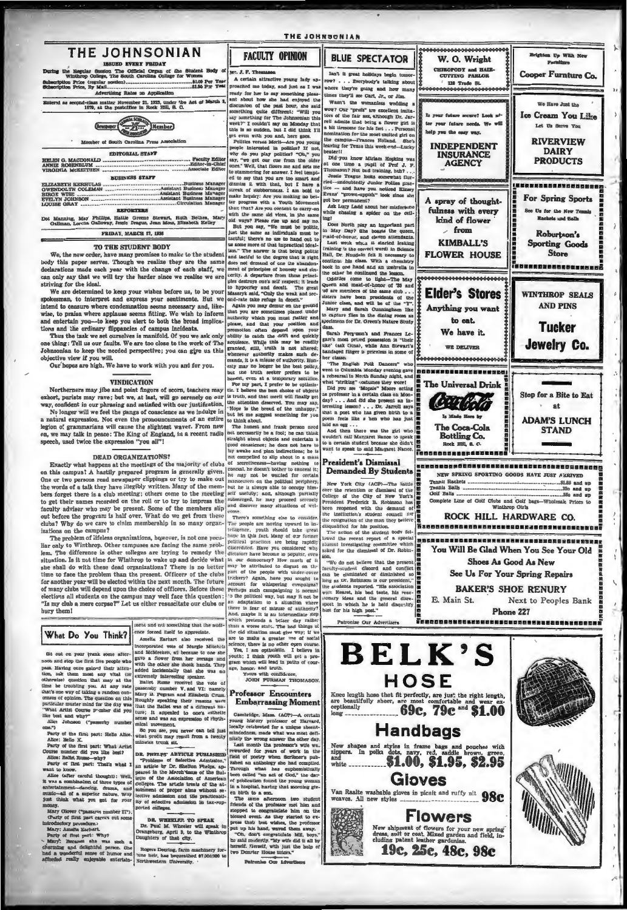# THE JOHNSONIAN

ISSUED EVERY FRIDAY

During the Regular Session The Official Organ of the Student Body of Winthrop College, The South Carolina College for Women

Subscription Price (regular session) ........................... $1.00 Per Year
Subscription Price, By Mail ........................... $1.50 Per Year

Advertising Rates on Application

Entered as second-class matter November 21, 1923, under the Act of March 3, 1879, at the postoffice in Rock Hill, S. C.

Member of South Carolina Press Association

## EDITORIAL STAFF

HELEN G. MACDONALD ........................... Faculty Editor
ANNIE ROSENBLUM ........................... Editor-in-Chief
VIRGINIA McKEITHEN ........................... Associate Editor

## BUSINESS STAFF

ELIZABETH KERHULAS ........................... Business Manager
GWENDOLYN COLEMAN ........................... Assistant Business Manager
BIRDIE WISE ........................... Assistant Business Manager
EVELYN JOHNSON ........................... Assistant Business Manager
LOUISE GRAY ........................... Circulation Manager

## REPORTERS

Dot Manning, May Phillips, Hattie Greene Stewart, Ruth Bethea, Mary Gallman, Lorena Galloway, Jessie Teague, Jean Moss, Elizabeth Kelley

FRIDAY, MARCH 27, 1936

## TO THE STUDENT BODY

We, the new order, have many promises to make to the student body this paper serves. Though we realize they are the same declarations made each year with the change of each staff, we can only say that we will try the harder since we realize we are striving for the ideal.

We are determined to keep your wishes before us, to be your spokesman, to interpret and express your sentiments. But we intend to censure where condemnation seems necessary and, likewise, to praise where applause seems fitting. We wish to inform and entertain you—to keep you alert to both the broad implications and the ordinary flippancies of campus incidents.

Thus the task we set ourselves is manifold. Of you we ask only one thing: Tell us our faults. We are too close to the work of The Johnsonian to keep the needed perspective; you can give us this objective view if you will.

Our hopes are high. We have to work with you and for you.

## VINDICATION

Northerners may jibe and point fingers of scorn, teachers may exhort, purists may rave; but we, at last, will go serenely on our way, confident in our phrasing and satisfied with our justification.

No longer will we feel the pangs of conscience as we indulge in a natural expression. Not even the pronouncements of an entire legion of grammarians will cause the slightest waver. From new on, we may talk in peace: The King of England, in a recent radio speech, used twice the expression "you all"!

## DEAD ORGANIZATIONS?

Exactly what happens at the meetings of the majority of clubs on this campus? A hastily prepared program is generally given. One or two persons read newspaper clippings or try to make out the words of a talk they have illegibly written. Many of the members forget there is a club meeting; others come to the meeting to get their names recorded on the roll or to try to impress the faculty adviser who may be present. Some of the members slip out before the program is half over. What do we get from these clubs? Why do we care to claim membership in so many organizations on the campus?

The problem of lifeless organizations, however, is not one peculiar only to Winthrop. Other campuses are facing the same problem. The difference is other colleges are trying to remedy the situation. Is it not time for Winthrop to wake up and decide what she shall do with these dead organizations? There is no better time to face the problem than the present. Officers of the clubs for another year will be elected within the next month. The future of many clubs will depend upon the choice of officers. Before these elections all students on the campus may well face this question: "Is my club a mere corpse?" Let us either resuscitate our clubs or bury them!

## What Do You Think?

Sit out on your frank some afternoon and stop the first five people who pass. Having once gained their attention, ask them most any vital (or otherwise) question that may at the time be troubling you. At any rate that's one way of taking a random consensus of opinion. The question on this particular matter mind for the day was "What Artist Course number did you like best and why?"

Alice Johnson ("passerby number one.")

Party of the first part: Hello Alice.

Alice: Hello X.

Party of the first part: What Artist Course number did you like best?

Alice: Ballet Russe—why?

Party of first part: That's what I want to know.

Alice (after careful thought): Well, it was a combination of three types of entertainment—dancing, drama, and music—all of a superior nature. Why just think what you got for your money.

Mary Glover ("passerby number II").

(Party of first part carries out some introductory procedure.)

Mary: Amelia Earhart.

Party of first part: Why?

Mary: Because she was such a charming and delightful person. She had a wonderful sense of humor and afforded really enjoyable entertainment and not something that the audience forced itself to appreciate.

Amelia Earhart also received the incorporated vote of Margie Mitchell and McMeeken, all because to one she gave a flower from her corsage and with the other she shook hands. They added incidentally that she was an extremely interesting speaker.

Ballet Russe received the vote of passerby number V and VI: namely Mary B. Pegram and Elizabeth Crum. Roughly speaking their reasons were that the Ballet was of a different nature; it appealed to one's esthetic sense and was an expression of rhythmical movement.

So you see, you never can tell just what profit may result from a twenty minutes frank sit.

### DR. PHELPS' ARTICLE PUBLISHED

"Problems of Selective Admission," an article by Dr. Shelton Phelps, appeared in the March issue of the Bulletin of the Association of American Colleges. The article treats of the attainment of proper aims without selective admission and the practicability of selective admission in tax-supported colleges.

### DR. WHEELER TO SPEAK

Dr. Paul M. Wheeler will speak in Orangeburg, April 3, to the Winthrop Daughters of that city.

Rogers Deering, farm machinery fortune heir, has bequeathed $7,000,000 to Northwestern University.

## FACULTY OPINION

Mr. J. F. Thomason

A certain attractive young lady approached me today, and just as I was ready for her to say something pleasant about how she had enjoyed the discussion of the past hour, she said something quite different: "Will you say something for The Johnsonian this week?" I couldn't say on Monday that this is so sudden, but I did think I'll get even with you and, here goes.

Politics versus Merit—Are you young people interested in politics? If not, why do you play politics? "Oh," you say, "we get our cue from the older ones." Well, that floors me and sets me to stammering for answer. I feel tempted to say that you are too smart and dismiss it with that, but I have a streak of stubbornness. I am bold to make inquiry: Are you making no better progress with a Youth Movement than that? Are you content to carry on with the same old vices, in the same old ways? Please rise up and say no.

But you say, "We must be politic, just the same as individuals must be tactful; there's no use to hand out to us some more of that impractical idealism." The answer is that being politic and tactful to the degree that is right does not demand of one the abandonment of principles of honesty and sincerity. A departure from those principles destroys one's self respect; it leads to hypocrisy and deceit. The great Masaryk said, "Only the weak and second-rate take refuge in deceit."

Again you may demur on the ground that you are sometimes placed under authority which you must flatter and please, and that your position and promotion often depend upon your ability to catch the drift and quickly acquiesce. While this may be readily granted, still, truth is not altered; whenever authority makes such demands, it is a misuse of authority. Honesty may no longer be the best policy, but the truth seeker prefers to be honest, even at a temporary sacrifice.

For my part, I prefer to be optimistic. I believe the best choice of objects is truth, and that merit will finally get the attention deserved. You may say, "Hope is the bread of the unhappy," but let me suggest something for you to think about.

The honest and frank person need not necessarily be a fool; he can think straight about objects and entertain a good conscience; he does not have to lay awake and plan indirections; he is not compelled to slip about in a mass of secretiveness—having nothing to conceal, he doesn't bother to conceal it; he may not be waited for certain maneuvers on the political periphery, but he is always able to occupy himself usefully; and, although partially submerged, he may proceed serenely and discover many situations of welcome.

There's something else to consider. The people are moving upward in intelligence, youth should take great hope in this fact. Many of our former political practices are being rapidly discredited. Have you considered why dictators have become so popular, even in our democracy? How much of it may be attributed to disgust on the part of the people with under-cover trickery? Again, have you sought to account for whispering campaigns? Perhaps such campaigning is normal to the political way, but may it not be an adaptation to a situation where there is fear of misuse of authority? And, maybe it is an intermediate step which pretends a better day rather than a worse state. The bad things of the old situation must give way; if we are to make a greater use of social science, there is no other open course.

Yes, I am optimistic. I believe in youth; I think youth will get a program which will lead in paths of courage, honor, and truth.

Yours with confidence,
JOHN FURMAN THOMASON.

## Professor Encounters Embarrassing Moment

Cambridge, Mass. (ACP)—A certain young history professor of Harvard, locally celebrated for a unique absentmindedness, made what was most definitely the wrong answer the other day.

Last month the professor's wife was rewarded for years of work in the field of poetry when Scribner's published an anthology she had compiled. Through what has euphemistically been called "an act of God," the date of publication found the young woman in a hospital, having that morning given birth to a son.

The same afternoon two student friends of the professor met him and stopped to congratulate him on the blessed event. As they started to express their best wishes, the professor put up his hand, waved them away.

"Oh, don't congratulate ME, boys," he said modestly. "My wife did it all by herself. Herself, with just the help of two Dunster House tutors."

Patronize Our Advertisers

## BLUE SPECTATOR

Isn't it great holidays begin tomorrow? . . . Everybody's talking about where they're going and how many times they'll see Carl, Jr., or Jim.

Wasn't the womanless wedding a wow? Our "profs" are excellent imitators of the fair sex, although Dr. Jarrell admits that being a flower girl is a bit tiresome for his feet . . . Personal nomination for the most excited girl on the campus—Frances Holland. She's leaving for Texas this week-end—Lucky beater!!

Did you know Miriam Hopkins was at one time a pupil of Prof. J. F. Thomason? Not bad training, huh? . . .

Jessie Teague looks somewhat flurried—undoubtedly Junior Follies practice — and have you noticed Kinsey Evans' "grown-uppish" look since she got her permanent?

Ask Lucy Ladd about her misfortune while chasing a spider on the ceiling!

Does North play an important part in May Day? She boasts the queen, maid-of-honor, and eight attendants.

Last week when it started leaking (raining is the correct word) in Science Hall, Dr. Naudain felt it necessary to continue his class. With a chemistry book in one hand and an umbrella in the other he continued the lesson.

Coincidence come to light—The May Queen and maid-of-honor of '36 and '37 are members of the same club . . . sisters have been presidents of the Junior class, and will be of the "Y".

Mary and Sarah Cunningham like to capture flies in the dining room as specimens for Dr. Green's Nature Study class.

Sarah Ferguson's and Frances Legare's most prized possession is "their uke" (ask Cline), while Ann Stewart's bandaged finger is priceless in some of her classes.

"The English Folk Dancers" who went to Columbia Monday evening gave a rehearsal in North Sunday night, and what "striking" costumes they wore!

Did you see "Mopsie" Moore acting as professor in a certain class on Monday? . . . And did she present an interesting lesson? . . . Dr. Jarrell says that a poet who has given birth to a poem feels like a hen who has just laid an egg . . .

And then there was the girl who wouldn't call Margaret Nance to speak to a certain student because she didn't want to speak to said Margaret Nance.

## President's Dismissal Demanded By Students

New York City (ACP)—The battle over the retention or dismissal of the College of the City of New York's President Frederick B. Robinson has been reopened with the demand of the institution's student council for the resignation of the man they believe disqualified for his position.

The action of the student body followed the recent report of a special alumni investigating committee which asked for the dismissal of Dr. Robinson.

"We do not believe that the present faculty-student discord and conflict can be eliminated or diminished so long as Dr. Robinson is our president," the students reported. "His association with Hearst, his bad taste, his reactionary ideas and the general disrespect in which he is held disqualify him for his high post."

Patronize Our Advertisers

---

**W. O. Wright**
CHIROPODY and HAIR-CUTTING PARLOR
128 Trade St.

Is your future secure? Look after your future needs. We will help you the easy way.
**INDEPENDENT INSURANCE AGENCY**

A spray of thoughtfulness with every kind of flower from
**KIMBALL'S FLOWER HOUSE**

**Elder's Stores**
Anything you want to eat.
We have it.
WE DELIVER

The Universal Drink
**Coca-Cola**
Is Made Here by
**The Coca-Cola Bottling Co.**
Rock Hill, S. C.

Brighten Up With New Furniture
**Cooper Furniture Co.**

We Have Just the
**Ice Cream You Like**
Let Us Serve You
**RIVERVIEW DAIRY PRODUCTS**

**For Spring Sports**
See Us for the New Tennis Rackets and Balls
**Robertson's Sporting Goods Store**

**WINTHROP SEALS AND PINS**
**Tucker Jewelry Co.**

Stop for a Bite to Eat at
**ADAM'S LUNCH STAND**

NEW SPRING SPORTING GOODS HAVE JUST ARRIVED

Tennis Rackets ........................... $1.50 and up
Tennis Balls ........................... 25c and up
Golf Balls ........................... 25c and up

Complete Line of Golf Clubs and Golf bags—Wholesale Prices to Winthrop Girls

**ROCK HILL HARDWARE CO.**

You Will Be Glad When You See Your Old Shoes As Good As New
See Us For Your Spring Repairs
**BAKER'S SHOE RENURY**
E. Main St. Next to Peoples Bank
Phone 227

# BELK'S HOSE

Knee length hose that fit perfectly, are just the right length, are beautifully sheer, are most comfortable and wear exceptionally long ........................... **69c, 79c and $1.00**

## Handbags

New shapes and styles in frame bags and pouches with zippers. In polka dots, navy, red, saddle brown, green, and white ........................... **$1.00, $1.95, $2.95**

## Gloves

Van Raalte washable gloves in picnit and ruffy nit weaves. All new styles ........................... **98c**

## Flowers

New shipment of flowers for your new spring dress, suit or coat. Mixed garden and field, including patent leather gardenias.
**19c, 25c, 48c, 98c**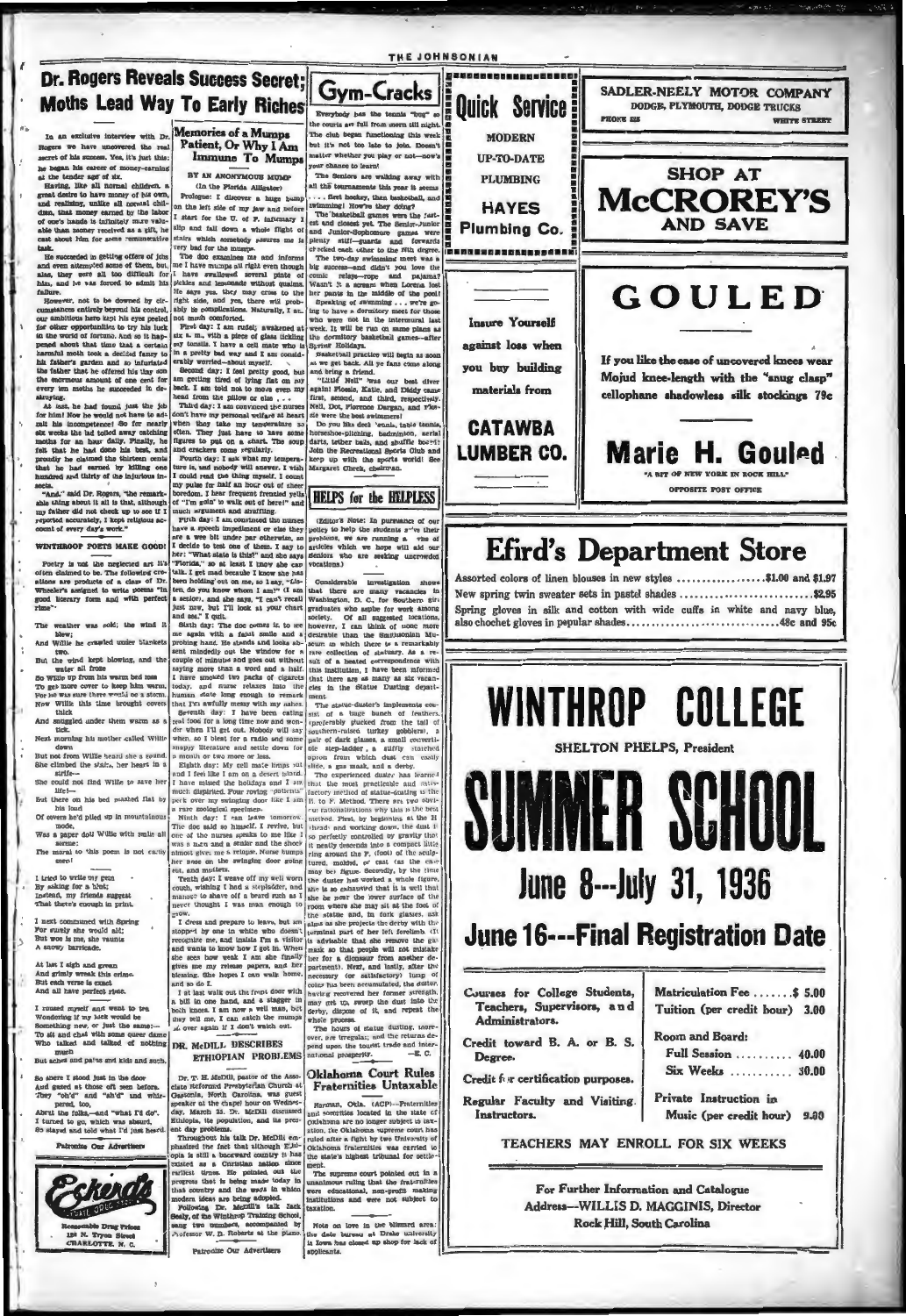# Dr. Rogers Reveals Success Secret; Moths Lead Way To Early Riches

In an exclusive interview with Dr. Rogers we have uncovered the real secret of his success. Yes, it's just this: he began his career of money-earning at the tender age of six.

Having, like all normal children, a great desire to have money of his own, and realizing, unlike all normal children, that money earned by the labor of one's hands is infinitely more valuable than money received as a gift, he cast about him for some remunerative task.

He succeeded in getting offers of jobs and even attempted some of them, but, alas, they were all too difficult for him, and he was forced to admit his failure.

However, not to be downed by circumstances entirely beyond his control, our ambitious hero kept his eyes peeled for other opportunities to try his luck in the world of fortune. And so it happened about that time that a certain harmful moth took a decided fancy to his father's garden and so infuriated the father that he offered his tiny son the enormous amount of one cent for every ten moths he succeeded in destroying.

At last, he had found just the job for him! How he would not have to admit his incompetence! So for nearly six weeks the lad toiled away catching moths for an hour daily. Finally, he felt that he had done his best, and proudly he claimed the thirteen cents that he had earned by killing one hundred and thirty of the injurious insects.

"And," said Dr. Rogers, "the remarkable thing about it all is that, although my father did not check up to see if I reported accurately, I kept religious account of every day's work."

## WINTHROP POETS MAKE GOOD!

Poetry is not the neglected art it's often claimed to be. The following creations are products of a class of Dr. Whisler's assigned to write poems "in good literary form and with perfect rime":

The weather was cold; the wind it blew;
And Willie he crawled under blankets two.
But the wind kept blowing, and the water all froze
So Willie up from his warm bed rose
To get more cover to keep him warm,
For he was sure there would be a storm.
Now Willie this time brought covers thick
And snuggled under them warm as a tick.
Next morning his mother called Willie down
But not from Willie heard she a sound.
She climbed the stairs, her heart in a strife—
She could not find Willie to save her life!—
But there on his bed mashed flat by his load
Of covers he'd piled up in mountainous mode,
Was a paper doll Willie with smile all serene!
The moral to this poem is not easily seen!

I tried to write my gem
By asking for a hint;
Instead, my friends suggest
That there's enough in print.

I next communed with Spring
For surely she would aid;
But woe is me, she vaunts
A snowy barricade.

At last I sigh and groan
And grimly wreak this crime.
But each verse is exact
And all have perfect rime.

I roused myself and went to tea
Wondering if my luck would be
Something new, or just the same:—
To sit and chat with some queer dame
Who talked and talked of nothing much
But aches and pains and kids and such.

So where I stood just in the door
And gazed at those oft seen before.
They "oh'd" and "ah'd" and whispered, too,
About the folks—and "what I'd do".
I turned to go, which was absurd,
So stayed and told what I'd just heard.

**Patronize Our Advertisers**

**Eckerd's**
Reasonable Drug Prices
136 N. Tryon Street
CHARLOTTE, N. C.

## Memories of a Mumps Patient, Or Why I Am Immune To Mumps

BY AN ANONYMOUS MUMP

(In the Florida Alligator)

Prologue: I discover a huge bump on the left side of my jaw and before I start for the U. of F. infirmary I slip and fall down a whole flight of stairs which somebody assures me is very bad for the mumps.

The doc examines me and informs me I have mumps all right even though I have swallowed several pints of pickles and lemonade without qualms. He says yes, they may cross to the right side, and yes, there will probably be complications. Naturally, I am not much comforted.

First day: I am rudely awakened at six a. m. with a piece of glass tickling my tonsils. I have a cell mate who is in a pretty bad way and I am considerably worried—about myself.

Second day: I feel pretty good, but am getting tired of lying flat on my back. I am told not to move even my head from the pillow or else . . .

Third day: I am convinced the nurses don't have my personal welfare at heart when they take my temperature so often. They just have to have some figures to put on a chart. The soup and crackers come regularly.

Fourth day: I ask what my temperature is, and nobody will answer. I wish I could read the thing myself. I count my pulse for half an hour out of sheer boredom. I hear frequent frenzied yells of "I'm gettin' to walk out of here!" and much argument and shuffling.

Fifth day: I am convinced the nurses have a speech impediment or else they are a wee bit under par otherwise, so I decide to test one of them. I say to her: "What state is this?" and she says "Florida," so at least I know she can talk. I get mad because I know she has been holding out on me, so I say, "Listen, do you know whom I am?" (I am a senior), and she says, "I can't recall just now, but I'll look at your chart and see." I quit.

Sixth day: The doc comes in to see me again with a faint smile and a probing hand. He stands and looks absent mindedly out the window for a couple of minutes and goes out without saying more than a word and a half. I have smoked two packs of cigarets today, and nurse relaxes into the human state long enough to remark that I'm awfully messy with my ashes.

Seventh day: I have been eating real food for a long time now and wonder when I'll get out. Nobody will say when, so I beat for a radio and some snappy literature and settle down for a month or two more or less.

Eighth day: My self mate limps out and I feel like I am on a desert island. I have missed the holidays and I am much dispirited. Four roving "patients" peek over my swinging door like I am a rare zoological specimen.

Ninth day: I can leave tomorrow. The doc said so himself. I revive, but one of the nurses speaks to me like I was a tacky and a senior and the shock almost gives me a relapse. Nurse bumps her nose on the swinging door going out, and mutters.

Tenth day: I weave off my well worn couch, wishing I had a stepladder, and manage to shave off a beard such as I never thought I was man enough to grow.

I dress and prepare to leave, but am stopped by one in white who doesn't recognize me, and insists I'm a visitor and wants to know how I got in. When she sees how weak I am she finally gives me my release papers, and her blessing. She hopes I can walk home, and so do I.

I at last walk out the front door with a bill in one hand, and a stagger in both knees. I am now a well man, but they tell me, I can catch the mumps all over again if I don't watch out.

## DR. McDILL DESCRIBES ETHIOPIAN PROBLEMS

Dr. T. H. McDill, pastor of the Associate Reformed Presbyterian Church at Gastonia, North Carolina, was guest speaker at the chapel hour on Wednesday, March 25. Dr. McDill discussed Ethiopia, the population, and its present day problems.

Throughout his talk Dr. McDill emphasized the fact that although Ethiopia is still a backward country it has existed as a Christian nation since earliest times. He pointed out the progress that is being made today in that country and the ways in which modern ideas are being adopted.

Following Dr. McDill's talk Jack Sealy, of the Winthrop Training School, sang two numbers, accompanied by Professor W. B. Roberts at the piano.

**Patronize Our Advertisers**

## Gym-Cracks

Everybody has the tennis "bug" so the courts are full from morn till night. The club began functioning this week but it's not too late to join. Doesn't matter whether you play or not—now's your chance to learn!

The Seniors are walking away with all the tournaments this year it seems . . . first hockey, then basketball, and swimming! How're they doing?

The basketball games were the fastest and closest yet. The Senior-Junior and Junior-Sophomore games were plenty stiff—guards and forwards checked each other to the nth degree.

The two-day swimming meet was a big success—and didn't you love the comic relays—rope and pajama? Wasn't it a scream when Lorena lost her pants in the middle of the pool!

Speaking of swimming . . . we're going to have a dormitory meet for those who were not in the intermural last week. It will be run on same plans as the dormitory basketball games—after Spring Holidays.

Basketball practice will begin as soon as we get back. All ye fans come along and bring a friend.

"Little Nell" was our best diver again! Flossie, Katie, and Diddy came first, second, and third, respectively. Nell, Dot, Florence Dargan, and Flossie were the best swimmers!

Do you like deck 'ennis, table tennis, horseshoe-pitching, badminton, aerial darts, tether balls, and shuffle board? Join the Recreational Sports Club and keep up with the sports world! See Margaret Obrek, chairman.

## HELPS for the HELPLESS

(Editor's Note: In pursuance of our policy to help the students solve their problems, we are running a series of articles which we hope will aid our seniors who are seeking uncrowded vocations.)

Considerable investigation shows that there are many vacancies in Washington, D. C. for Southern girl graduates who aspire for work among society. Of all suggested locations, however, I can think of none more desirable than the Smithsonian Museum in which there is a remarkable rare collection of statuary. As a result of a heated correspondence with this institution, I have been informed that there are as many as six vacancies in the Statue Dusting department.

The statue-duster's implements consist of a huge bunch of feathers, (preferably plucked from the tail of southern-raised turkey gobblers), a pair of dark glasses, a small convertible step-ladder, a stiffly starched apron from which dust can easily slide, a gas mask, and a derby.

The experienced duster has learned that the most practicable and satisfactory method of statue-dusting is the H. to F. Method. There are two obvious rationalizations why this is the best method. First, by beginning at the H (head) and working down, the dust is so perfectly controlled by gravity that it neatly descends into a compact little ring around the F. (foot) of the sculptured, molded, or cast (as the case may be) figure. Secondly, by the time the duster has worked a whole figure, she is so exhausted that it is well that she be near the lower surface of the room where she may sit at the foot of the statue and, in dark glasses, ask alms as she projects the derby with the terminal part of her left forelimb. (It is advisable that she remove the gas mask so that people will not mistake her for a dinosaur from another department). Next, and lastly, after the necessary (or satisfactory) lump of coins has been accumulated, the duster, having recovered her former strength, may get up, sweep the dust into the derby, dispose of it, and repeat the whole process.

The hours of statue dusting, moreover, are irregular; and the returns depend upon the tourist trade and international prosperity. —E. C.

## Oklahoma Court Rules Fraternities Untaxable

Norman, Okla. (ACP)—Fraternities and sororities located in the state of Oklahoma are no longer subject to taxation, the Oklahoma supreme court has ruled after a fight by two University of Oklahoma fraternities was carried to the state's highest tribunal for settlement.

The supreme court pointed out in a unanimous ruling that the fraternities were educational, non-profit making institutions and were not subject to taxation.

Note on love in the blizzard area: the date bureau at Drake university in Iowa has closed up for lack of applicants.

---

**Quick Service**

MODERN

UP-TO-DATE

PLUMBING

**HAYES Plumbing Co.**

---

Insure Yourself against loss when you buy building materials from

**CATAWBA LUMBER CO.**

---

**SADLER-NEELY MOTOR COMPANY**
DODGE, PLYMOUTH, DODGE TRUCKS
PHONE 328 — WHITE STREET

---

**SHOP AT McCRORY'S AND SAVE**

---

# GOULED

If you like the ease of uncovered knees wear Mojud knee-length with the "snug clasp" cellophane shadowless silk stockings 79c

**Marie H. Gouled**
"A BIT OF NEW YORK IN ROCK HILL"
OPPOSITE POST OFFICE

---

## Efird's Department Store

Assorted colors of linen blouses in new styles .................. $1.00 and $1.97
New spring twin sweater sets in pastel shades .......................... $2.95
Spring gloves in silk and cotton with wide cuffs in white and navy blue, also crochet gloves in popular shades............................ 48c and 95c

---

# WINTHROP COLLEGE

SHELTON PHELPS, President

# SUMMER SCHOOL

## June 8---July 31, 1936

## June 16---Final Registration Date

Courses for College Students, Teachers, Supervisors, and Administrators.

Credit toward B. A. or B. S. Degree.

Credit for certification purposes.

Regular Faculty and Visiting Instructors.

| | |
|---|---|
| Matriculation Fee | $ 5.00 |
| Tuition (per credit hour) | 3.00 |
| Room and Board: | |
| Full Session | 40.00 |
| Six Weeks | 30.00 |
| Private Instruction in Music (per credit hour) | 9.00 |

TEACHERS MAY ENROLL FOR SIX WEEKS

For Further Information and Catalogue
Address—WILLIS D. MAGGINIS, Director
Rock Hill, South Carolina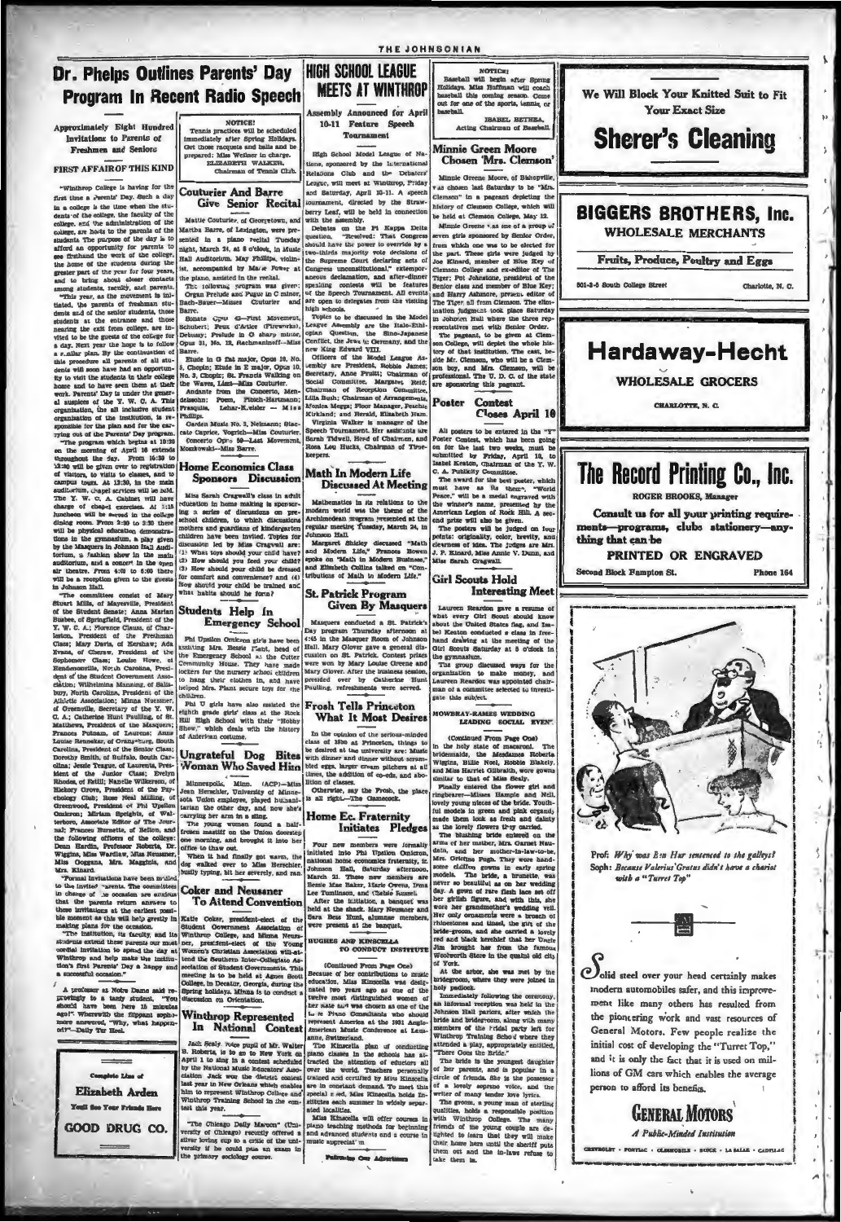# Dr. Phelps Outlines Parents' Day Program In Recent Radio Speech

**Approximately Eight Hundred Invitations to Parents of Freshmen and Seniors**

**FIRST AFFAIR OF THIS KIND**

"Winthrop College is having for the first time a Parents' Day. Such a day in a college is the time when the students of the college, the faculty of the college, and the administration of the college, are hosts to the parents of the students. The purpose of the day is to afford an opportunity for parents to see firsthand the work of the college, the home of the students during the greater part of the year for four years, and to bring about closer contacts among students, faculty, and parents.

"This year, as the movement is initiated, the parents of freshman students and of the senior students, those students at the entrance and those nearing the exit from college, are invited to be the guests of the college for a day. Next year the hope is to follow a similar plan. By the continuation of this procedure all parents of all students will soon have had an opportunity to visit the students in their college home and to have seen them at their work. Parents' Day is under the general auspices of the Y. W. C. A. This organization, the all inclusive student organization of the institution, is responsible for the plan and for the carrying out of the Parents' Day program.

"The program which begins at 10:30 on the morning of April 18 extends throughout the day. From 10:30 to 12:30 will be given over to registration of visitors, to visits to classes, and to campus tours. At 12:30, in the main auditorium, chapel services will be held. The Y. W. C. A. Cabinet will have charge of chapel exercises. At 1:15 luncheon will be served in the college dining room. From 2:30 to 3:30 there will be physical education demonstrations in the gymnasium, a play given by the Masquers in Johnson Hall Auditorium, a fashion show in the main auditorium, and a concert in the open air theatre. From 6:00 to 6:00 there will be a reception given to the guests in Johnson Hall.

"The committees consist of Mary Stuart Mills, of Mayesville, President of the Student Senate; Anna Marian Busbee, of Springfield, President of the Y. W. C. A.; Florence Clauss, of Charleston, President of the Freshman Class; Mary Davis, of Kershaw; Ada Evans, of Cheraw, President of the Sophomore Class; Louise Howe, of Hendersonville, North Carolina, President of the Student Government Association; Wilhelmina Manning, of Salisbury, North Carolina, President of the Athletic Association; Minna Neussner, of Greenville, Secretary of the Y. W. C. A.; Catherine Hunt Paulling, of St. Matthews, President of the Masquers; Frances Putnam, of Laurens; Anne Louise Renneker, of Orangeburg, South Carolina, President of the Senior Class; Dorothy Smith, of Buffalo, South Carolina; Jessie Teague, of Laurens, President of the Junior Class; Evelyn Rhodes, of Estill; Nanelle Wilkerson, of Hickory Grove, President of the Psychology Club; Rose Neal Milling, of Greenwood, President of Phi Upsilon Omicron; Miriam Speights, of Walterboro, Associate Editor of The Journal; Frances Burnette, of Belton, and the following officers of the college: Dean Hardin, Professor Roberts, Dr. Wiggins, Miss Wardlaw, Miss Neussner, Mrs. Coggans, Mrs. Maggiuis, and Mrs. Kinard.

"Formal invitations have been mailed to the invited parents. The committees in charge of the occasion are anxious that the parents return answers to these invitations at the earliest possible moment as this will help greatly in making plans for the occasion.

"The institution, its faculty, and its students extend these parents our most cordial invitation to spend the day at Winthrop and help make the institution's first Parents' Day a happy and a successful occasion."

---

A professor at Notre Dame said reprovingly to a tardy student, "You should have been here 15 minutes ago." Whereupon the flippant sophomore answered, "Why, what happened?"—Daily Tar Heel.

---

**NOTICE!**

Tennis practices will be scheduled immediately after Spring Holidays. Get those racquets and balls and be prepared: Miss Wellner in charge.

ELIZABETH WALKER,
Chairman of Tennis Club.

## Couturier And Barre Give Senior Recital

Mattie Couturier, of Georgetown, and Martha Barre, of Lexington, were presented in a piano recital Tuesday night, March 24, at 8 o'clock, in Music Hall Auditorium. May Phillips, violinist, accompanied by Marie Power at the piano, assisted in the recital.

The following program was given: Organ Prelude and Fugue in C minor, Bach-Bauer—Misses Couturier and Barre.

Sonata Opus 42—First Movement, Schubert; Feux d'Artice (Fireworks), Debussy; Prelude in G sharp minor, Opus 31, No. 12, Rachmaninoff—Miss Barre.

Etude in G flat major, Opus 10, No. 5, Chopin; Etude in E major, Opus 10, No. 3, Chopin; St. Francis Walking on the Waves, Liszt—Miss Couturier.

Andante from the Concerto, Mendelssohn; Poem, Fibich-Hartmann; Praequium, Lehar-Kreisler — Miss Phillips.

Garden Music No. 3, Nelmann; Staccato Caprice, Vogrich—Miss Couturier.

Concerto Opus 50—Last Movement, Moszkowski—Miss Barre.

## Home Economics Class Sponsors Discussion

Miss Sarah Cragwall's class in adult education in home making is sponsoring a series of discussions on preschool children, to which discussions mothers and guardians of kindergarten children have been invited. Topics for discussion led by Miss Cragwall are: (1) What toys should your child have? (2) How should you feed your child? (3) How should your child be dressed for comfort and convenience? and (4) How should your child be trained and what habits should he form?

## Students Help In Emergency School

Phi Upsilon Omicron girls have been assisting Mrs. Bessie Plant, head of the Emergency School at the Cutter Community House. They have made lockers for the nursery school children to hang their clothes in, and have helped Mrs. Plant secure toys for the children.

Phi U girls have also assisted the eighth grade girls' class at the Rock Hill High School with their "Hobby Show" which deals with the history of American costume.

## Ungrateful Dog Bites Woman Who Saved Him

Minneapolis, Minn. (ACP)—Miss Jean Herschler, University of Minnesota Union employee, played humanitarian the other day, and now she's carrying her arm in a sling.

The young woman found a half-frozen mastiff on the Union doorstep one morning, and brought it into her office to thaw out.

When it had finally got warm, the dog walked over to Miss Herschler, busily typing, bit her severely, and ran.

## Coker and Neussner To Attend Convention

Katie Coker, president-elect of the Student Government Association of Winthrop College, and Minna Neussner, president-elect of the Young Women's Christian Association will attend the Southern Inter-Collegiate Association of Student Governments. This meeting is to be held at Agnes Scott College, in Decatur, Georgia, during the Spring holidays. Minna is to conduct a discussion on Orientation.

## Winthrop Represented In National Contest

Jack Sealy, voice pupil of Mr. Walter B. Roberts, is to go to New York on April 1 to sing in a contest scheduled by the National Music Educators' Association. Jack won the district contest last year in New Orleans which enables him to represent Winthrop College and Winthrop Training School in the contest this year.

---

"The Chicago Daily Maroon" (University of Chicago) recently offered a silver loving cup to a critic of the university if he could pass an exam in the primary sociology course.

# HIGH SCHOOL LEAGUE MEETS AT WINTHROP

**Assembly Announced for April 10-11. Feature Speech Tournament**

High School Model League of Nations, sponsored by the International Relations Club and the Debaters' League, will meet at Winthrop, Friday and Saturday, April 10-11. A speech tournament, directed by the Strawberry Leaf, will be held in connection with the assembly.

Debates on the Pi Kappa Delta question, "Resolved: That Congress should have the power to override by a two-thirds majority vote decisions of the Supreme Court declaring acts of Congress unconstitutional," extemporaneous declamation, and after-dinner speaking contests will be features of the Speech Tournament. All events are open to delegates from the visiting high schools.

Topics to be discussed in the Model League Assembly are the Italo-Ethiopian Question, the Sino-Japanese Conflict, the Jews in Germany, and the new King Edward VIII.

Officers of the Model League Assembly are President, Bobbie James; Secretary, Annie Pruitt; Chairman of Social Committee, Margaret Reid; Chairman of Reception Committee, Lilla Bush; Chairman of Arrangements, Monica Meggs; Floor Manager, Peachie Kirkland; and Herald, Elizabeth Ham.

Virginia Walker is manager of the Speech Tournament. Her assistants are Sarah Tidwell, Head of Chairmen, and Rosa Lou Hucks, Chairman of Timekeepers.

## Math In Modern Life Discussed At Meeting

Mathematics in its relations to the modern world was the theme of the Archimedean program presented at the regular meeting, Tuesday, March 24, in Johnson Hall.

Margaret Shirley discussed "Math and Modern Life," Frances Bowen spoke on "Math in Modern Business," and Elizabeth Collins talked on "Contributions of Math to Modern Life."

## St. Patrick Program Given By Masquers

Masquers conducted a St. Patrick's Day program Thursday afternoon at 4:45 in the Masquer Room of Johnson Hall. Mary Glover gave a general discussion on St. Patrick. Contest prizes were won by Mary Louise Greene and Mary Glover. After the business session, presided over by Catherine Hunt Paulling, refreshments were served.

## Frosh Tells Princeton What It Most Desires

In the opinion of the serious-minded class of 1939 at Princeton, things to be desired at the university are: Meals with dinner and dinner without scrambled eggs, larger cream pitchers at all times, the addition of co-eds, and abolition of classes.

Otherwise, say the Frosh, the place is all right.—The Gamecock.

## Home Ec. Fraternity Initiates Pledges

Four new members were formally initiated into Phi Upsilon Omicron, national home economics fraternity, in Johnson Hall, Saturday afternoon, March 21. These new members are Bessie Mae Baker, Marie Owens, Dena Lee Tomlinson, and Chelsie Russell.

After the initiation, a banquet was held at the shack. Mary Neussner and Sara Bess Hunt, alumnae members, were present at the banquet.

**HUGHES AND KINSCELLA TO CONDUCT INSTITUTE**

(Continued From Page One)

Because of her contributions to music education, Miss Kinscella was designated two years ago as one of the twelve most distinguished women of her state and was chosen as one of the U. S. Piano Consultants who should represent America at the 1931 Anglo-American Music Conference at Lausanne, Switzerland.

The Kinscella plan of conducting piano classes in the schools has attracted the attention of educators all over the world. Teachers personally trained and certified by Miss Kinscella are in constant demand. To meet this special need, Miss Kinscella holds Institutes each summer in widely separated localities.

Miss Kinscella will offer courses in piano teaching methods for beginning and advanced students and a course in music appreciation.

**Patronize Our Advertisers**

---

**NOTICE!**

Baseball will begin after Spring Holidays. Miss Hoffman will coach baseball this coming season. Come out for one of the sports, tennis, or baseball.

ISABEL BETHEA,
Acting Chairman of Baseball.

## Minnie Green Moore Chosen 'Mrs. Clemson'

Minnie Greene Moore, of Bishopville, was chosen last Saturday to be "Mrs. Clemson" in a pageant depicting the history of Clemson College, which will be held at Clemson College, May 12.

Minnie Greene was one of a group of seven girls sponsored by Senior Order, from which one was to be elected for the part. These girls were judged by Joe Kinard, member of Blue Key of Clemson College and ex-editor of The Tiger; Pot Johnstone, president of the Senior class and member of Blue Key; and Harry Ashmore, present editor of The Tiger, all from Clemson. The elimination judgment took place Saturday in Johnson Hall where the three representatives met with Senior Order.

The pageant, to be given at Clemson College, will depict the whole history of that institution. The cast, beside Mr. Clemson, who will be a Clemson boy, and Mrs. Clemson, will be professional. The U. D. C. of the state are sponsoring this pageant.

## Poster Contest Closes April 10

All posters to be entered in the "Y" Poster Contest, which has been going on for the last two weeks, must be submitted by Friday, April 10, to Isabel Keaton, Chairman of the Y. W. C. A. Publicity Committee.

The award for the best poster, which must have as its theme, "World Peace," will be a medal engraved with the winner's name, presented by the American Legion of Rock Hill. A second prize will also be given.

The posters will be judged on four points: originality, color, brevity, and cleverness of idea. The judges are Mrs. J. P. Kinard, Miss Annie V. Dunn, and Miss Sarah Cragwall.

## Girl Scouts Hold Interesting Meet

Laureen Reardon gave a resume of what every Girl Scout should know about the United States flag, and Isabel Keaton conducted a class in freehand drawing at the meeting of the Girl Scouts Saturday at 5 o'clock in the gymnasium.

The group discussed ways for the organization to make money, and Laureen Reardon was appointed chairman of a committee selected to investigate this subject.

**HOWBRAY-RAMES WEDDING LEADING SOCIAL EVENT**

(Continued From Page One)

In the holy state of macaroni. The bridesmaids, the Mesdames Roberta Wiggins, Billie Noel, Bobbie Blakely, and Miss Harriet Gilbraith, wore gowns similar to that of Miss Sealy.

Finally entered the flower girl and ringbearer—Misses Hample and Nell, lovely young pieces of the bride. Youthful models in green and pink organdy made them look as fresh and dainty as the lovely flowers they carried.

The blushing bride entered on the arms of her mother, Mrs. Garnet Nowdain, and her mother-in-law-to-be, Mrs. Gristina Pugh. They were handsome clothes gowns in early spring models. The bride, a brunette, was never so beautiful as on her wedding day. A gown of rare flesh lace set off her girlish figure, and with this, she wore her grandmother's wedding veil. Her only ornaments were a brooch of rhinestones and tinsel, the gift of the bride-groom, and she carried a lovely red and black kerchief that her Uncle Jim brought her from the famous Woolworth Store in the quaint old city of York.

At the arbor, she was met by the bridegroom, where they were joined in holy padlock.

Immediately following the ceremony, an informal reception was held in the Johnson Hall parlors, after which the bride and bridegroom, along with many members of the bridal party left for Winthrop Training School where they attended a play, appropriately entitled, "There Goes the Bride."

The bride is the youngest daughter of her parents, and is popular in a circle of friends. She is the possessor of a lovely soprano voice, and the writer of many tender love lyrics.

The groom, a young man of sterling qualities, holds a responsible position with Winthrop College. The many friends of the young couple are delighted to learn that they will make their home here until the sheriff puts them out and the in-laws refuse to take them in.

---

We Will Block Your Knitted Suit to Fit Your Exact Size

**Sherer's Cleaning**

---

**BIGGERS BROTHERS, Inc.**
WHOLESALE MERCHANTS

Fruits, Produce, Poultry and Eggs

301-3-5 South College Street — Charlotte, N. C.

---

**Hardaway-Hecht**
WHOLESALE GROCERS

CHARLOTTE, N. C.

---

**The Record Printing Co., Inc.**
ROGER BROOKS, Manager

Consult us for all your printing requirements—programs, clubs stationery—anything that can be

PRINTED OR ENGRAVED

Second Block Hampton St. — Phone 164

---

Prof: *Why was Ben Hur sentenced to the galleys?*
Soph: *Because Valerius Gratus didn't have a chariot with a "Turret Top"*

Solid steel over your head certainly makes modern automobiles safer, and this improvement like many others has resulted from the pioneering work and vast resources of General Motors. Few people realize the initial cost of developing the "Turret Top," and it is only the fact that it is used on millions of GM cars which enables the average person to afford its benefits.

**GENERAL MOTORS**
*A Public-Minded Institution*

CHEVROLET • PONTIAC • OLDSMOBILE • BUICK • LA SALLE • CADILLAC

---

Complete Line of

**Elizabeth Arden**

You'll See Your Friends Here

**GOOD DRUG CO.**